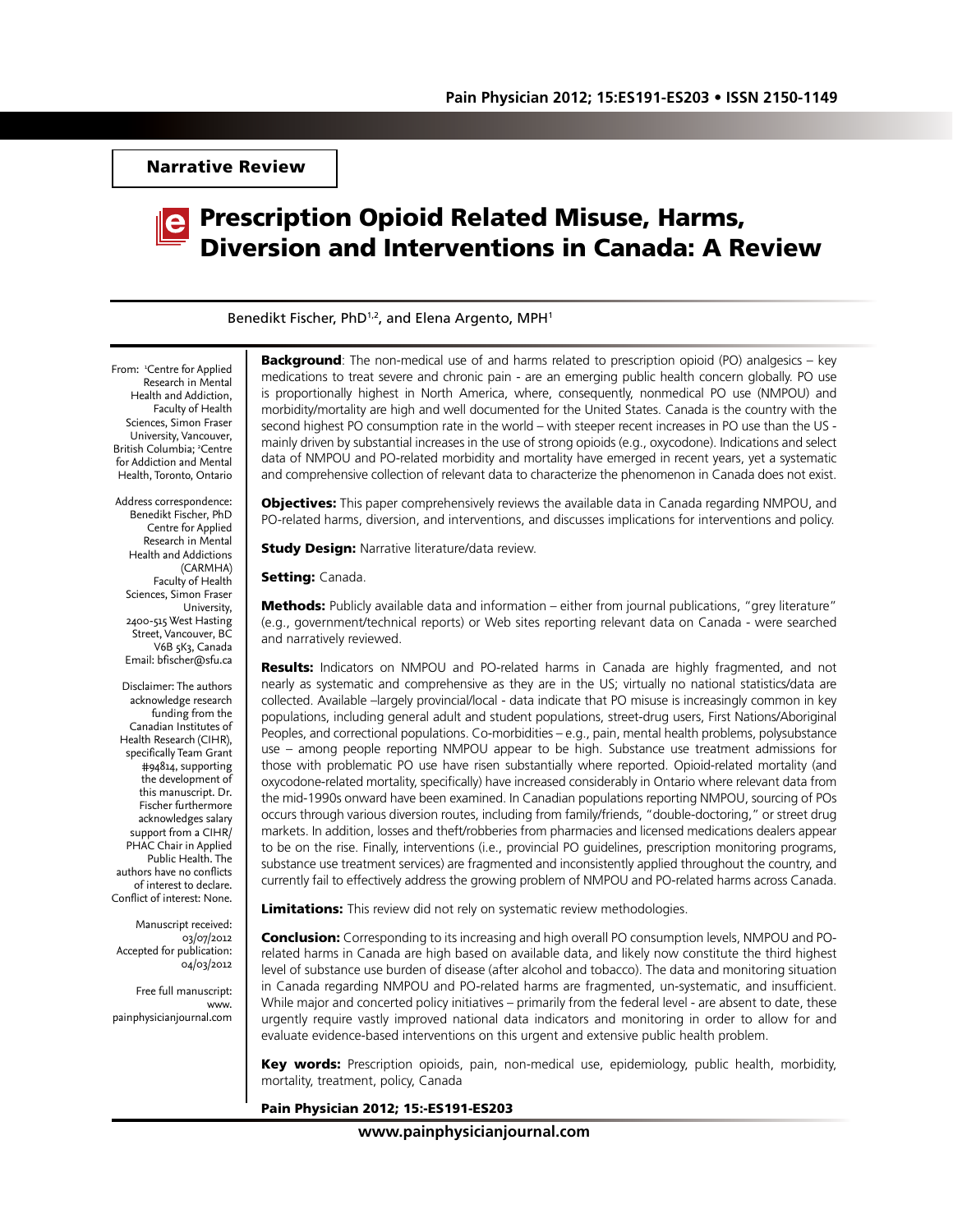**Narrative Review**

# Prescription Opioid Related Misuse, Harms, Diversion and Interventions in Canada: A Review

Benedikt Fischer, PhD[1,2], and Elena Argento, MPH[1]

From: [1]Centre for Applied Research in Mental Health and Addiction, Faculty of Health Sciences, Simon Fraser University, Vancouver, British Columbia; [2]Centre for Addiction and Mental Health, Toronto, Ontario

Address correspondence: Benedikt Fischer, PhD Centre for Applied Research in Mental Health and Addictions (CARMHA) Faculty of Health Sciences, Simon Fraser University, 2400-515 West Hasting Street, Vancouver, BC V6B 5K3, Canada Email: bfischer@sfu.ca

Disclaimer: The authors acknowledge research funding from the Canadian Institutes of Health Research (CIHR), specifically Team Grant #94814, supporting the development of this manuscript. Dr. Fischer furthermore acknowledges salary support from a CIHR/PHAC Chair in Applied Public Health. The authors have no conflicts of interest to declare. Conflict of interest: None.

Manuscript received: 03/07/2012
Accepted for publication: 04/03/2012

Free full manuscript: www.painphysicianjournal.com

**Background**: The non-medical use of and harms related to prescription opioid (PO) analgesics – key medications to treat severe and chronic pain - are an emerging public health concern globally. PO use is proportionally highest in North America, where, consequently, nonmedical PO use (NMPOU) and morbidity/mortality are high and well documented for the United States. Canada is the country with the second highest PO consumption rate in the world – with steeper recent increases in PO use than the US - mainly driven by substantial increases in the use of strong opioids (e.g., oxycodone). Indications and select data of NMPOU and PO-related morbidity and mortality have emerged in recent years, yet a systematic and comprehensive collection of relevant data to characterize the phenomenon in Canada does not exist.

**Objectives:** This paper comprehensively reviews the available data in Canada regarding NMPOU, and PO-related harms, diversion, and interventions, and discusses implications for interventions and policy.

**Study Design:** Narrative literature/data review.

**Setting:** Canada.

**Methods:** Publicly available data and information – either from journal publications, "grey literature" (e.g., government/technical reports) or Web sites reporting relevant data on Canada - were searched and narratively reviewed.

**Results:** Indicators on NMPOU and PO-related harms in Canada are highly fragmented, and not nearly as systematic and comprehensive as they are in the US; virtually no national statistics/data are collected. Available –largely provincial/local - data indicate that PO misuse is increasingly common in key populations, including general adult and student populations, street-drug users, First Nations/Aboriginal Peoples, and correctional populations. Co-morbidities – e.g., pain, mental health problems, polysubstance use – among people reporting NMPOU appear to be high. Substance use treatment admissions for those with problematic PO use have risen substantially where reported. Opioid-related mortality (and oxycodone-related mortality, specifically) have increased considerably in Ontario where relevant data from the mid-1990s onward have been examined. In Canadian populations reporting NMPOU, sourcing of POs occurs through various diversion routes, including from family/friends, "double-doctoring," or street drug markets. In addition, losses and theft/robberies from pharmacies and licensed medications dealers appear to be on the rise. Finally, interventions (i.e., provincial PO guidelines, prescription monitoring programs, substance use treatment services) are fragmented and inconsistently applied throughout the country, and currently fail to effectively address the growing problem of NMPOU and PO-related harms across Canada.

**Limitations:** This review did not rely on systematic review methodologies.

**Conclusion:** Corresponding to its increasing and high overall PO consumption levels, NMPOU and PO-related harms in Canada are high based on available data, and likely now constitute the third highest level of substance use burden of disease (after alcohol and tobacco). The data and monitoring situation in Canada regarding NMPOU and PO-related harms are fragmented, un-systematic, and insufficient. While major and concerted policy initiatives – primarily from the federal level - are absent to date, these urgently require vastly improved national data indicators and monitoring in order to allow for and evaluate evidence-based interventions on this urgent and extensive public health problem.

**Key words:** Prescription opioids, pain, non-medical use, epidemiology, public health, morbidity, mortality, treatment, policy, Canada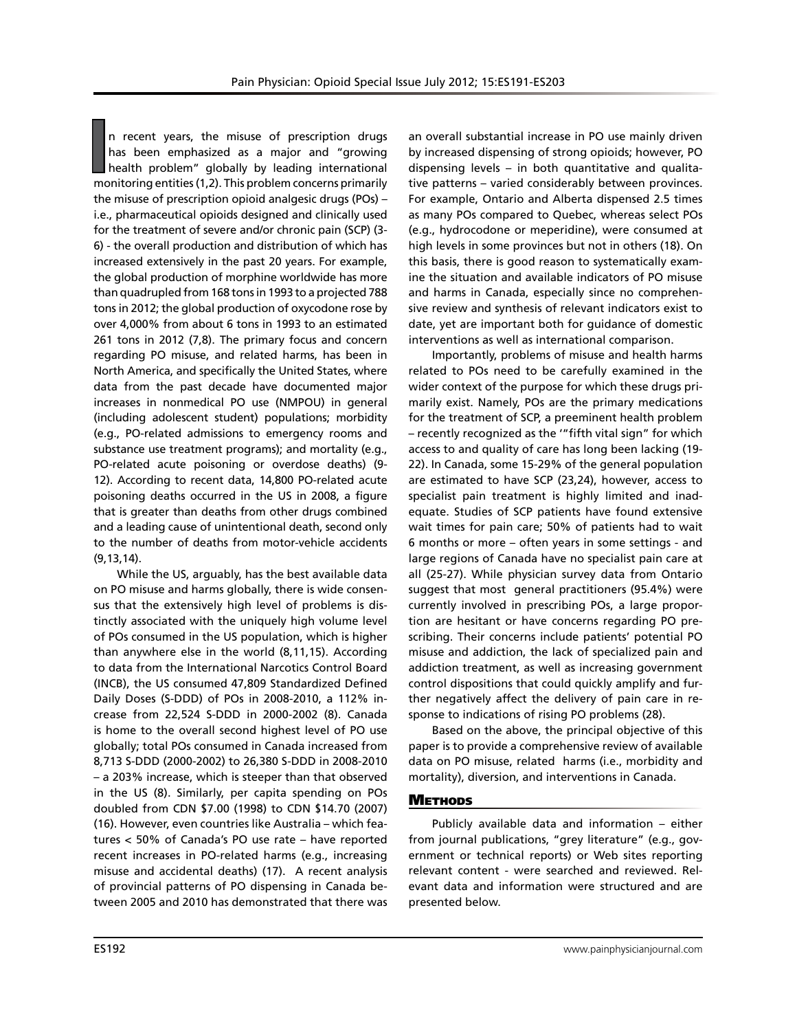In recent years, the misuse of prescription drugs has been emphasized as a major and "growing health problem" globally by leading international monitoring entities (1,2). This problem concerns primarily the misuse of prescription opioid analgesic drugs (POs) – i.e., pharmaceutical opioids designed and clinically used for the treatment of severe and/or chronic pain (SCP) (3-6) - the overall production and distribution of which has increased extensively in the past 20 years. For example, the global production of morphine worldwide has more than quadrupled from 168 tons in 1993 to a projected 788 tons in 2012; the global production of oxycodone rose by over 4,000% from about 6 tons in 1993 to an estimated 261 tons in 2012 (7,8). The primary focus and concern regarding PO misuse, and related harms, has been in North America, and specifically the United States, where data from the past decade have documented major increases in nonmedical PO use (NMPOU) in general (including adolescent student) populations; morbidity (e.g., PO-related admissions to emergency rooms and substance use treatment programs); and mortality (e.g., PO-related acute poisoning or overdose deaths) (9-12). According to recent data, 14,800 PO-related acute poisoning deaths occurred in the US in 2008, a figure that is greater than deaths from other drugs combined and a leading cause of unintentional death, second only to the number of deaths from motor-vehicle accidents (9,13,14).

While the US, arguably, has the best available data on PO misuse and harms globally, there is wide consensus that the extensively high level of problems is distinctly associated with the uniquely high volume level of POs consumed in the US population, which is higher than anywhere else in the world (8,11,15). According to data from the International Narcotics Control Board (INCB), the US consumed 47,809 Standardized Defined Daily Doses (S-DDD) of POs in 2008-2010, a 112% increase from 22,524 S-DDD in 2000-2002 (8). Canada is home to the overall second highest level of PO use globally; total POs consumed in Canada increased from 8,713 S-DDD (2000-2002) to 26,380 S-DDD in 2008-2010 – a 203% increase, which is steeper than that observed in the US (8). Similarly, per capita spending on POs doubled from CDN $7.00 (1998) to CDN $14.70 (2007) (16). However, even countries like Australia – which features < 50% of Canada's PO use rate – have reported recent increases in PO-related harms (e.g., increasing misuse and accidental deaths) (17). A recent analysis of provincial patterns of PO dispensing in Canada between 2005 and 2010 has demonstrated that there was an overall substantial increase in PO use mainly driven by increased dispensing of strong opioids; however, PO dispensing levels – in both quantitative and qualitative patterns – varied considerably between provinces. For example, Ontario and Alberta dispensed 2.5 times as many POs compared to Quebec, whereas select POs (e.g., hydrocodone or meperidine), were consumed at high levels in some provinces but not in others (18). On this basis, there is good reason to systematically examine the situation and available indicators of PO misuse and harms in Canada, especially since no comprehensive review and synthesis of relevant indicators exist to date, yet are important both for guidance of domestic interventions as well as international comparison.

Importantly, problems of misuse and health harms related to POs need to be carefully examined in the wider context of the purpose for which these drugs primarily exist. Namely, POs are the primary medications for the treatment of SCP, a preeminent health problem – recently recognized as the '"fifth vital sign" for which access to and quality of care has long been lacking (19-22). In Canada, some 15-29% of the general population are estimated to have SCP (23,24), however, access to specialist pain treatment is highly limited and inadequate. Studies of SCP patients have found extensive wait times for pain care; 50% of patients had to wait 6 months or more – often years in some settings - and large regions of Canada have no specialist pain care at all (25-27). While physician survey data from Ontario suggest that most general practitioners (95.4%) were currently involved in prescribing POs, a large proportion are hesitant or have concerns regarding PO prescribing. Their concerns include patients' potential PO misuse and addiction, the lack of specialized pain and addiction treatment, as well as increasing government control dispositions that could quickly amplify and further negatively affect the delivery of pain care in response to indications of rising PO problems (28).

Based on the above, the principal objective of this paper is to provide a comprehensive review of available data on PO misuse, related harms (i.e., morbidity and mortality), diversion, and interventions in Canada.

## Methods

Publicly available data and information – either from journal publications, "grey literature" (e.g., government or technical reports) or Web sites reporting relevant content - were searched and reviewed. Relevant data and information were structured and are presented below.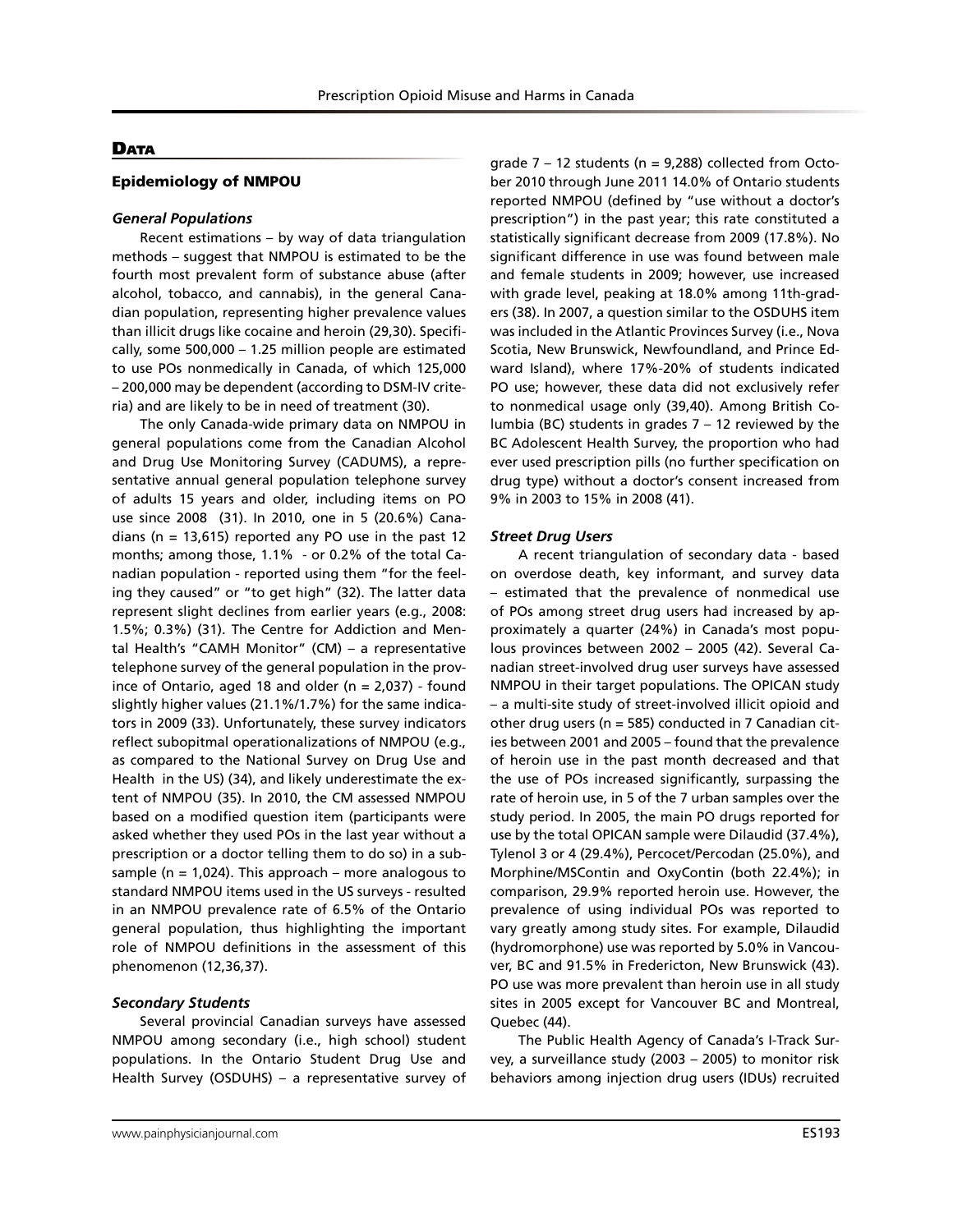## Data

### Epidemiology of NMPOU

#### *General Populations*

Recent estimations – by way of data triangulation methods – suggest that NMPOU is estimated to be the fourth most prevalent form of substance abuse (after alcohol, tobacco, and cannabis), in the general Canadian population, representing higher prevalence values than illicit drugs like cocaine and heroin (29,30). Specifically, some 500,000 – 1.25 million people are estimated to use POs nonmedically in Canada, of which 125,000 – 200,000 may be dependent (according to DSM-IV criteria) and are likely to be in need of treatment (30).

The only Canada-wide primary data on NMPOU in general populations come from the Canadian Alcohol and Drug Use Monitoring Survey (CADUMS), a representative annual general population telephone survey of adults 15 years and older, including items on PO use since 2008 (31). In 2010, one in 5 (20.6%) Canadians (n = 13,615) reported any PO use in the past 12 months; among those, 1.1% - or 0.2% of the total Canadian population - reported using them "for the feeling they caused" or "to get high" (32). The latter data represent slight declines from earlier years (e.g., 2008: 1.5%; 0.3%) (31). The Centre for Addiction and Mental Health's "CAMH Monitor" (CM) – a representative telephone survey of the general population in the province of Ontario, aged 18 and older (n = 2,037) - found slightly higher values (21.1%/1.7%) for the same indicators in 2009 (33). Unfortunately, these survey indicators reflect subopitmal operationalizations of NMPOU (e.g., as compared to the National Survey on Drug Use and Health in the US) (34), and likely underestimate the extent of NMPOU (35). In 2010, the CM assessed NMPOU based on a modified question item (participants were asked whether they used POs in the last year without a prescription or a doctor telling them to do so) in a subsample (n = 1,024). This approach – more analogous to standard NMPOU items used in the US surveys - resulted in an NMPOU prevalence rate of 6.5% of the Ontario general population, thus highlighting the important role of NMPOU definitions in the assessment of this phenomenon (12,36,37).

#### *Secondary Students*

Several provincial Canadian surveys have assessed NMPOU among secondary (i.e., high school) student populations. In the Ontario Student Drug Use and Health Survey (OSDUHS) – a representative survey of grade 7 – 12 students (n = 9,288) collected from October 2010 through June 2011 14.0% of Ontario students reported NMPOU (defined by "use without a doctor's prescription") in the past year; this rate constituted a statistically significant decrease from 2009 (17.8%). No significant difference in use was found between male and female students in 2009; however, use increased with grade level, peaking at 18.0% among 11th-graders (38). In 2007, a question similar to the OSDUHS item was included in the Atlantic Provinces Survey (i.e., Nova Scotia, New Brunswick, Newfoundland, and Prince Edward Island), where 17%-20% of students indicated PO use; however, these data did not exclusively refer to nonmedical usage only (39,40). Among British Columbia (BC) students in grades 7 – 12 reviewed by the BC Adolescent Health Survey, the proportion who had ever used prescription pills (no further specification on drug type) without a doctor's consent increased from 9% in 2003 to 15% in 2008 (41).

#### *Street Drug Users*

A recent triangulation of secondary data - based on overdose death, key informant, and survey data – estimated that the prevalence of nonmedical use of POs among street drug users had increased by approximately a quarter (24%) in Canada's most populous provinces between 2002 – 2005 (42). Several Canadian street-involved drug user surveys have assessed NMPOU in their target populations. The OPICAN study – a multi-site study of street-involved illicit opioid and other drug users (n = 585) conducted in 7 Canadian cities between 2001 and 2005 – found that the prevalence of heroin use in the past month decreased and that the use of POs increased significantly, surpassing the rate of heroin use, in 5 of the 7 urban samples over the study period. In 2005, the main PO drugs reported for use by the total OPICAN sample were Dilaudid (37.4%), Tylenol 3 or 4 (29.4%), Percocet/Percodan (25.0%), and Morphine/MSContin and OxyContin (both 22.4%); in comparison, 29.9% reported heroin use. However, the prevalence of using individual POs was reported to vary greatly among study sites. For example, Dilaudid (hydromorphone) use was reported by 5.0% in Vancouver, BC and 91.5% in Fredericton, New Brunswick (43). PO use was more prevalent than heroin use in all study sites in 2005 except for Vancouver BC and Montreal, Quebec (44).

The Public Health Agency of Canada's I-Track Survey, a surveillance study (2003 – 2005) to monitor risk behaviors among injection drug users (IDUs) recruited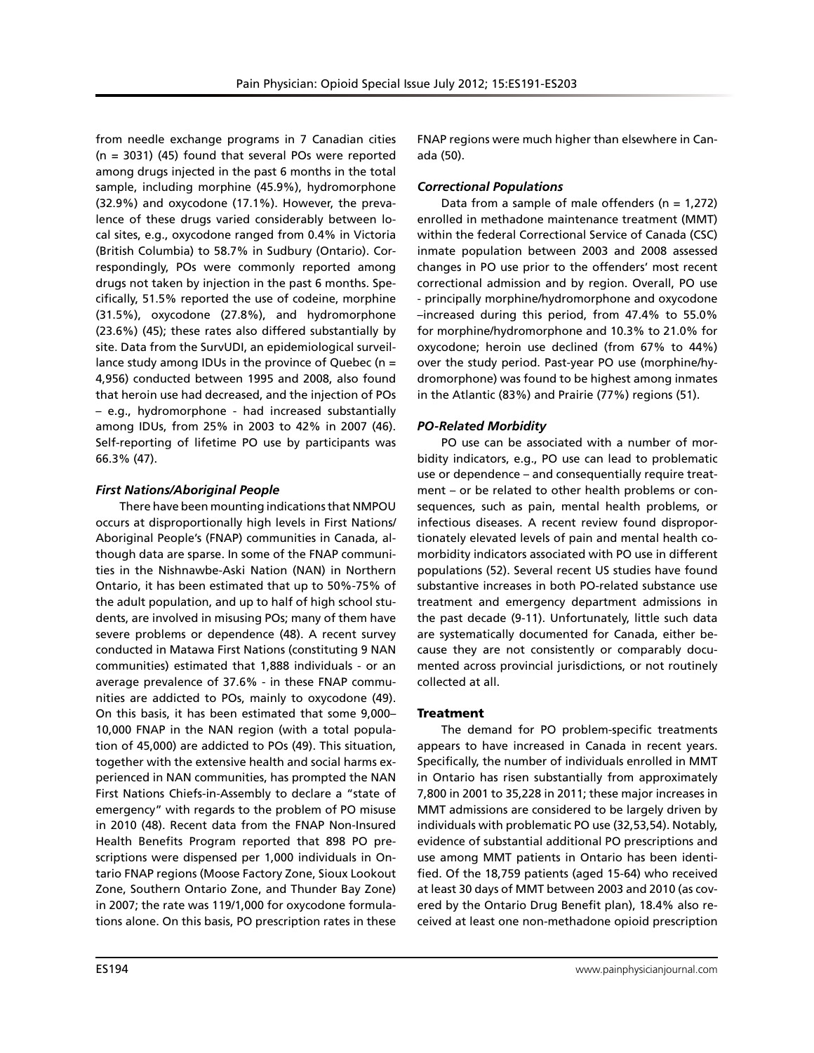from needle exchange programs in 7 Canadian cities (n = 3031) (45) found that several POs were reported among drugs injected in the past 6 months in the total sample, including morphine (45.9%), hydromorphone (32.9%) and oxycodone (17.1%). However, the prevalence of these drugs varied considerably between local sites, e.g., oxycodone ranged from 0.4% in Victoria (British Columbia) to 58.7% in Sudbury (Ontario). Correspondingly, POs were commonly reported among drugs not taken by injection in the past 6 months. Specifically, 51.5% reported the use of codeine, morphine (31.5%), oxycodone (27.8%), and hydromorphone (23.6%) (45); these rates also differed substantially by site. Data from the SurvUDI, an epidemiological surveillance study among IDUs in the province of Quebec (n = 4,956) conducted between 1995 and 2008, also found that heroin use had decreased, and the injection of POs – e.g., hydromorphone - had increased substantially among IDUs, from 25% in 2003 to 42% in 2007 (46). Self-reporting of lifetime PO use by participants was 66.3% (47).

### *First Nations/Aboriginal People*

There have been mounting indications that NMPOU occurs at disproportionally high levels in First Nations/Aboriginal People's (FNAP) communities in Canada, although data are sparse. In some of the FNAP communities in the Nishnawbe-Aski Nation (NAN) in Northern Ontario, it has been estimated that up to 50%-75% of the adult population, and up to half of high school students, are involved in misusing POs; many of them have severe problems or dependence (48). A recent survey conducted in Matawa First Nations (constituting 9 NAN communities) estimated that 1,888 individuals - or an average prevalence of 37.6% - in these FNAP communities are addicted to POs, mainly to oxycodone (49). On this basis, it has been estimated that some 9,000–10,000 FNAP in the NAN region (with a total population of 45,000) are addicted to POs (49). This situation, together with the extensive health and social harms experienced in NAN communities, has prompted the NAN First Nations Chiefs-in-Assembly to declare a "state of emergency" with regards to the problem of PO misuse in 2010 (48). Recent data from the FNAP Non-Insured Health Benefits Program reported that 898 PO prescriptions were dispensed per 1,000 individuals in Ontario FNAP regions (Moose Factory Zone, Sioux Lookout Zone, Southern Ontario Zone, and Thunder Bay Zone) in 2007; the rate was 119/1,000 for oxycodone formulations alone. On this basis, PO prescription rates in these FNAP regions were much higher than elsewhere in Canada (50).

### *Correctional Populations*

Data from a sample of male offenders (n = 1,272) enrolled in methadone maintenance treatment (MMT) within the federal Correctional Service of Canada (CSC) inmate population between 2003 and 2008 assessed changes in PO use prior to the offenders' most recent correctional admission and by region. Overall, PO use - principally morphine/hydromorphone and oxycodone –increased during this period, from 47.4% to 55.0% for morphine/hydromorphone and 10.3% to 21.0% for oxycodone; heroin use declined (from 67% to 44%) over the study period. Past-year PO use (morphine/hydromorphone) was found to be highest among inmates in the Atlantic (83%) and Prairie (77%) regions (51).

### *PO-Related Morbidity*

PO use can be associated with a number of morbidity indicators, e.g., PO use can lead to problematic use or dependence – and consequentially require treatment – or be related to other health problems or consequences, such as pain, mental health problems, or infectious diseases. A recent review found disproportionately elevated levels of pain and mental health comorbidity indicators associated with PO use in different populations (52). Several recent US studies have found substantive increases in both PO-related substance use treatment and emergency department admissions in the past decade (9-11). Unfortunately, little such data are systematically documented for Canada, either because they are not consistently or comparably documented across provincial jurisdictions, or not routinely collected at all.

## Treatment

The demand for PO problem-specific treatments appears to have increased in Canada in recent years. Specifically, the number of individuals enrolled in MMT in Ontario has risen substantially from approximately 7,800 in 2001 to 35,228 in 2011; these major increases in MMT admissions are considered to be largely driven by individuals with problematic PO use (32,53,54). Notably, evidence of substantial additional PO prescriptions and use among MMT patients in Ontario has been identified. Of the 18,759 patients (aged 15-64) who received at least 30 days of MMT between 2003 and 2010 (as covered by the Ontario Drug Benefit plan), 18.4% also received at least one non-methadone opioid prescription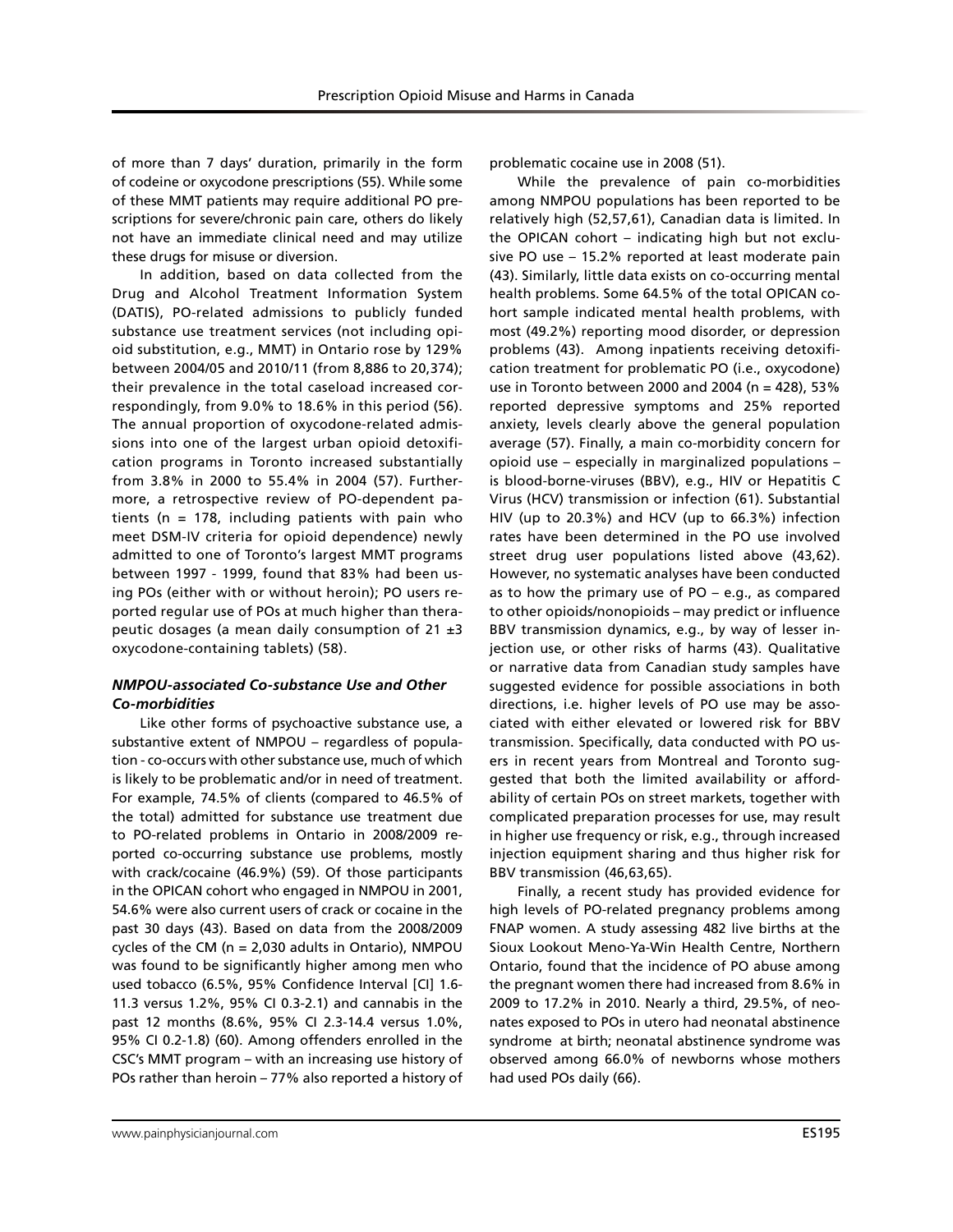of more than 7 days' duration, primarily in the form of codeine or oxycodone prescriptions (55). While some of these MMT patients may require additional PO prescriptions for severe/chronic pain care, others do likely not have an immediate clinical need and may utilize these drugs for misuse or diversion.

In addition, based on data collected from the Drug and Alcohol Treatment Information System (DATIS), PO-related admissions to publicly funded substance use treatment services (not including opioid substitution, e.g., MMT) in Ontario rose by 129% between 2004/05 and 2010/11 (from 8,886 to 20,374); their prevalence in the total caseload increased correspondingly, from 9.0% to 18.6% in this period (56). The annual proportion of oxycodone-related admissions into one of the largest urban opioid detoxification programs in Toronto increased substantially from 3.8% in 2000 to 55.4% in 2004 (57). Furthermore, a retrospective review of PO-dependent patients (n = 178, including patients with pain who meet DSM-IV criteria for opioid dependence) newly admitted to one of Toronto's largest MMT programs between 1997 - 1999, found that 83% had been using POs (either with or without heroin); PO users reported regular use of POs at much higher than therapeutic dosages (a mean daily consumption of 21 ±3 oxycodone-containing tablets) (58).

### *NMPOU-associated Co-substance Use and Other Co-morbidities*

Like other forms of psychoactive substance use, a substantive extent of NMPOU – regardless of population - co-occurs with other substance use, much of which is likely to be problematic and/or in need of treatment. For example, 74.5% of clients (compared to 46.5% of the total) admitted for substance use treatment due to PO-related problems in Ontario in 2008/2009 reported co-occurring substance use problems, mostly with crack/cocaine (46.9%) (59). Of those participants in the OPICAN cohort who engaged in NMPOU in 2001, 54.6% were also current users of crack or cocaine in the past 30 days (43). Based on data from the 2008/2009 cycles of the CM (n = 2,030 adults in Ontario), NMPOU was found to be significantly higher among men who used tobacco (6.5%, 95% Confidence Interval [CI] 1.6-11.3 versus 1.2%, 95% CI 0.3-2.1) and cannabis in the past 12 months (8.6%, 95% CI 2.3-14.4 versus 1.0%, 95% CI 0.2-1.8) (60). Among offenders enrolled in the CSC's MMT program – with an increasing use history of POs rather than heroin – 77% also reported a history of problematic cocaine use in 2008 (51).

While the prevalence of pain co-morbidities among NMPOU populations has been reported to be relatively high (52,57,61), Canadian data is limited. In the OPICAN cohort – indicating high but not exclusive PO use – 15.2% reported at least moderate pain (43). Similarly, little data exists on co-occurring mental health problems. Some 64.5% of the total OPICAN cohort sample indicated mental health problems, with most (49.2%) reporting mood disorder, or depression problems (43). Among inpatients receiving detoxification treatment for problematic PO (i.e., oxycodone) use in Toronto between 2000 and 2004 (n = 428), 53% reported depressive symptoms and 25% reported anxiety, levels clearly above the general population average (57). Finally, a main co-morbidity concern for opioid use – especially in marginalized populations – is blood-borne-viruses (BBV), e.g., HIV or Hepatitis C Virus (HCV) transmission or infection (61). Substantial HIV (up to 20.3%) and HCV (up to 66.3%) infection rates have been determined in the PO use involved street drug user populations listed above (43,62). However, no systematic analyses have been conducted as to how the primary use of PO – e.g., as compared to other opioids/nonopioids – may predict or influence BBV transmission dynamics, e.g., by way of lesser injection use, or other risks of harms (43). Qualitative or narrative data from Canadian study samples have suggested evidence for possible associations in both directions, i.e. higher levels of PO use may be associated with either elevated or lowered risk for BBV transmission. Specifically, data conducted with PO users in recent years from Montreal and Toronto suggested that both the limited availability or affordability of certain POs on street markets, together with complicated preparation processes for use, may result in higher use frequency or risk, e.g., through increased injection equipment sharing and thus higher risk for BBV transmission (46,63,65).

Finally, a recent study has provided evidence for high levels of PO-related pregnancy problems among FNAP women. A study assessing 482 live births at the Sioux Lookout Meno-Ya-Win Health Centre, Northern Ontario, found that the incidence of PO abuse among the pregnant women there had increased from 8.6% in 2009 to 17.2% in 2010. Nearly a third, 29.5%, of neonates exposed to POs in utero had neonatal abstinence syndrome at birth; neonatal abstinence syndrome was observed among 66.0% of newborns whose mothers had used POs daily (66).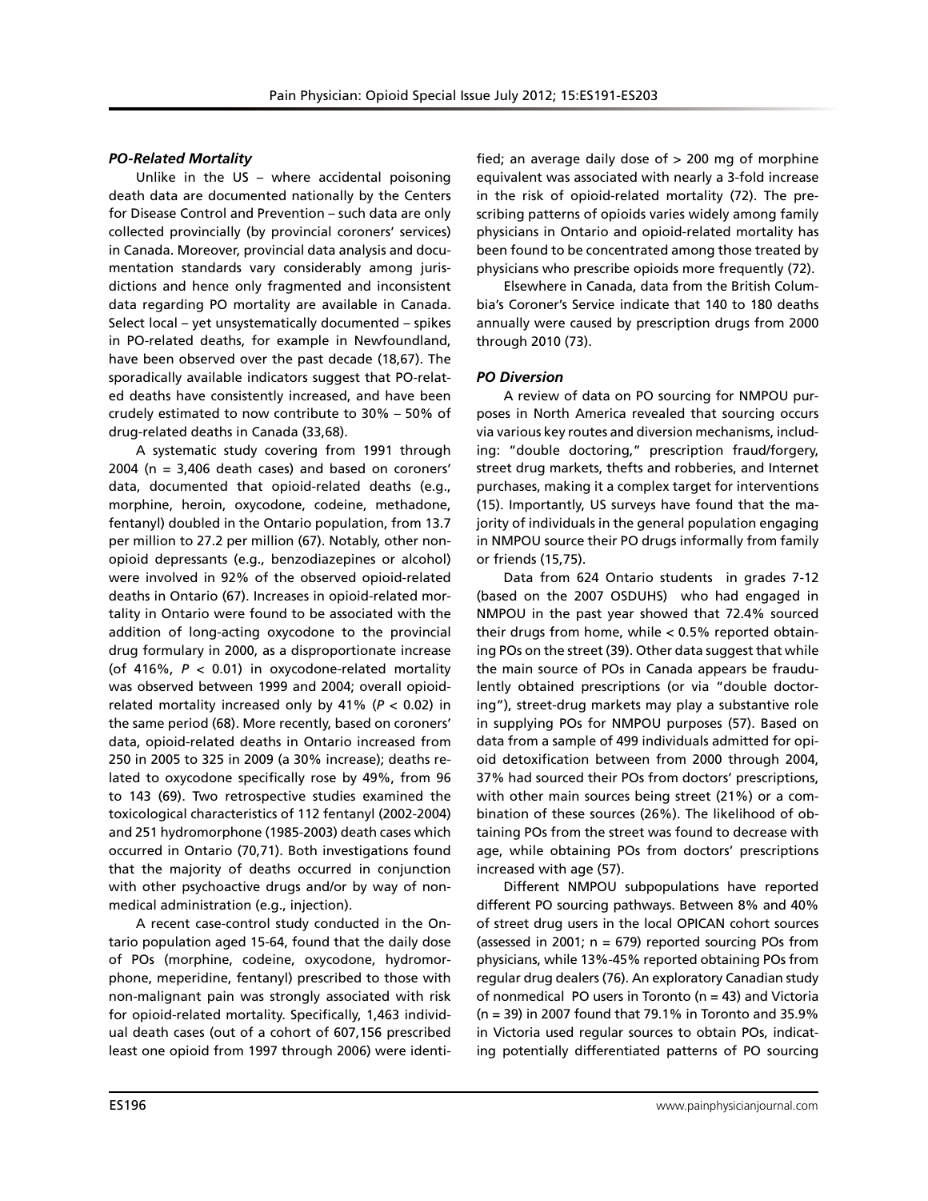### *PO-Related Mortality*

Unlike in the US – where accidental poisoning death data are documented nationally by the Centers for Disease Control and Prevention – such data are only collected provincially (by provincial coroners' services) in Canada. Moreover, provincial data analysis and documentation standards vary considerably among jurisdictions and hence only fragmented and inconsistent data regarding PO mortality are available in Canada. Select local – yet unsystematically documented – spikes in PO-related deaths, for example in Newfoundland, have been observed over the past decade (18,67). The sporadically available indicators suggest that PO-related deaths have consistently increased, and have been crudely estimated to now contribute to 30% – 50% of drug-related deaths in Canada (33,68).

A systematic study covering from 1991 through 2004 (n = 3,406 death cases) and based on coroners' data, documented that opioid-related deaths (e.g., morphine, heroin, oxycodone, codeine, methadone, fentanyl) doubled in the Ontario population, from 13.7 per million to 27.2 per million (67). Notably, other non-opioid depressants (e.g., benzodiazepines or alcohol) were involved in 92% of the observed opioid-related deaths in Ontario (67). Increases in opioid-related mortality in Ontario were found to be associated with the addition of long-acting oxycodone to the provincial drug formulary in 2000, as a disproportionate increase (of 416%, $P < 0.01$) in oxycodone-related mortality was observed between 1999 and 2004; overall opioid-related mortality increased only by 41% ($P < 0.02$) in the same period (68). More recently, based on coroners' data, opioid-related deaths in Ontario increased from 250 in 2005 to 325 in 2009 (a 30% increase); deaths related to oxycodone specifically rose by 49%, from 96 to 143 (69). Two retrospective studies examined the toxicological characteristics of 112 fentanyl (2002-2004) and 251 hydromorphone (1985-2003) death cases which occurred in Ontario (70,71). Both investigations found that the majority of deaths occurred in conjunction with other psychoactive drugs and/or by way of non-medical administration (e.g., injection).

A recent case-control study conducted in the Ontario population aged 15-64, found that the daily dose of POs (morphine, codeine, oxycodone, hydromorphone, meperidine, fentanyl) prescribed to those with non-malignant pain was strongly associated with risk for opioid-related mortality. Specifically, 1,463 individual death cases (out of a cohort of 607,156 prescribed least one opioid from 1997 through 2006) were identified; an average daily dose of > 200 mg of morphine equivalent was associated with nearly a 3-fold increase in the risk of opioid-related mortality (72). The prescribing patterns of opioids varies widely among family physicians in Ontario and opioid-related mortality has been found to be concentrated among those treated by physicians who prescribe opioids more frequently (72).

Elsewhere in Canada, data from the British Columbia's Coroner's Service indicate that 140 to 180 deaths annually were caused by prescription drugs from 2000 through 2010 (73).

### *PO Diversion*

A review of data on PO sourcing for NMPOU purposes in North America revealed that sourcing occurs via various key routes and diversion mechanisms, including: "double doctoring," prescription fraud/forgery, street drug markets, thefts and robberies, and Internet purchases, making it a complex target for interventions (15). Importantly, US surveys have found that the majority of individuals in the general population engaging in NMPOU source their PO drugs informally from family or friends (15,75).

Data from 624 Ontario students in grades 7-12 (based on the 2007 OSDUHS) who had engaged in NMPOU in the past year showed that 72.4% sourced their drugs from home, while < 0.5% reported obtaining POs on the street (39). Other data suggest that while the main source of POs in Canada appears be fraudulently obtained prescriptions (or via "double doctoring"), street-drug markets may play a substantive role in supplying POs for NMPOU purposes (57). Based on data from a sample of 499 individuals admitted for opioid detoxification between from 2000 through 2004, 37% had sourced their POs from doctors' prescriptions, with other main sources being street (21%) or a combination of these sources (26%). The likelihood of obtaining POs from the street was found to decrease with age, while obtaining POs from doctors' prescriptions increased with age (57).

Different NMPOU subpopulations have reported different PO sourcing pathways. Between 8% and 40% of street drug users in the local OPICAN cohort sources (assessed in 2001; n = 679) reported sourcing POs from physicians, while 13%-45% reported obtaining POs from regular drug dealers (76). An exploratory Canadian study of nonmedical PO users in Toronto (n = 43) and Victoria (n = 39) in 2007 found that 79.1% in Toronto and 35.9% in Victoria used regular sources to obtain POs, indicating potentially differentiated patterns of PO sourcing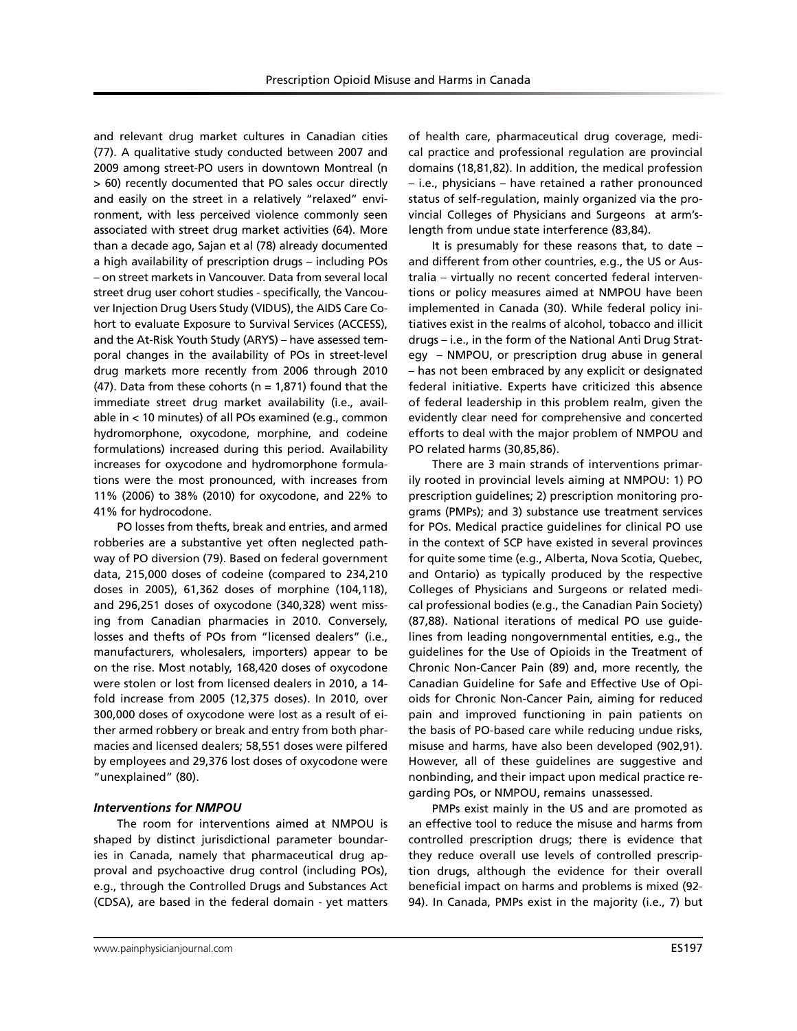and relevant drug market cultures in Canadian cities (77). A qualitative study conducted between 2007 and 2009 among street-PO users in downtown Montreal (n > 60) recently documented that PO sales occur directly and easily on the street in a relatively "relaxed" environment, with less perceived violence commonly seen associated with street drug market activities (64). More than a decade ago, Sajan et al (78) already documented a high availability of prescription drugs – including POs – on street markets in Vancouver. Data from several local street drug user cohort studies - specifically, the Vancouver Injection Drug Users Study (VIDUS), the AIDS Care Cohort to evaluate Exposure to Survival Services (ACCESS), and the At-Risk Youth Study (ARYS) – have assessed temporal changes in the availability of POs in street-level drug markets more recently from 2006 through 2010 (47). Data from these cohorts (n = 1,871) found that the immediate street drug market availability (i.e., available in < 10 minutes) of all POs examined (e.g., common hydromorphone, oxycodone, morphine, and codeine formulations) increased during this period. Availability increases for oxycodone and hydromorphone formulations were the most pronounced, with increases from 11% (2006) to 38% (2010) for oxycodone, and 22% to 41% for hydrocodone.

PO losses from thefts, break and entries, and armed robberies are a substantive yet often neglected pathway of PO diversion (79). Based on federal government data, 215,000 doses of codeine (compared to 234,210 doses in 2005), 61,362 doses of morphine (104,118), and 296,251 doses of oxycodone (340,328) went missing from Canadian pharmacies in 2010. Conversely, losses and thefts of POs from "licensed dealers" (i.e., manufacturers, wholesalers, importers) appear to be on the rise. Most notably, 168,420 doses of oxycodone were stolen or lost from licensed dealers in 2010, a 14-fold increase from 2005 (12,375 doses). In 2010, over 300,000 doses of oxycodone were lost as a result of either armed robbery or break and entry from both pharmacies and licensed dealers; 58,551 doses were pilfered by employees and 29,376 lost doses of oxycodone were "unexplained" (80).

### *Interventions for NMPOU*

The room for interventions aimed at NMPOU is shaped by distinct jurisdictional parameter boundaries in Canada, namely that pharmaceutical drug approval and psychoactive drug control (including POs), e.g., through the Controlled Drugs and Substances Act (CDSA), are based in the federal domain - yet matters of health care, pharmaceutical drug coverage, medical practice and professional regulation are provincial domains (18,81,82). In addition, the medical profession – i.e., physicians – have retained a rather pronounced status of self-regulation, mainly organized via the provincial Colleges of Physicians and Surgeons at arm's-length from undue state interference (83,84).

It is presumably for these reasons that, to date – and different from other countries, e.g., the US or Australia – virtually no recent concerted federal interventions or policy measures aimed at NMPOU have been implemented in Canada (30). While federal policy initiatives exist in the realms of alcohol, tobacco and illicit drugs – i.e., in the form of the National Anti Drug Strategy – NMPOU, or prescription drug abuse in general – has not been embraced by any explicit or designated federal initiative. Experts have criticized this absence of federal leadership in this problem realm, given the evidently clear need for comprehensive and concerted efforts to deal with the major problem of NMPOU and PO related harms (30,85,86).

There are 3 main strands of interventions primarily rooted in provincial levels aiming at NMPOU: 1) PO prescription guidelines; 2) prescription monitoring programs (PMPs); and 3) substance use treatment services for POs. Medical practice guidelines for clinical PO use in the context of SCP have existed in several provinces for quite some time (e.g., Alberta, Nova Scotia, Quebec, and Ontario) as typically produced by the respective Colleges of Physicians and Surgeons or related medical professional bodies (e.g., the Canadian Pain Society) (87,88). National iterations of medical PO use guidelines from leading nongovernmental entities, e.g., the guidelines for the Use of Opioids in the Treatment of Chronic Non-Cancer Pain (89) and, more recently, the Canadian Guideline for Safe and Effective Use of Opioids for Chronic Non-Cancer Pain, aiming for reduced pain and improved functioning in pain patients on the basis of PO-based care while reducing undue risks, misuse and harms, have also been developed (902,91). However, all of these guidelines are suggestive and nonbinding, and their impact upon medical practice regarding POs, or NMPOU, remains unassessed.

PMPs exist mainly in the US and are promoted as an effective tool to reduce the misuse and harms from controlled prescription drugs; there is evidence that they reduce overall use levels of controlled prescription drugs, although the evidence for their overall beneficial impact on harms and problems is mixed (92-94). In Canada, PMPs exist in the majority (i.e., 7) but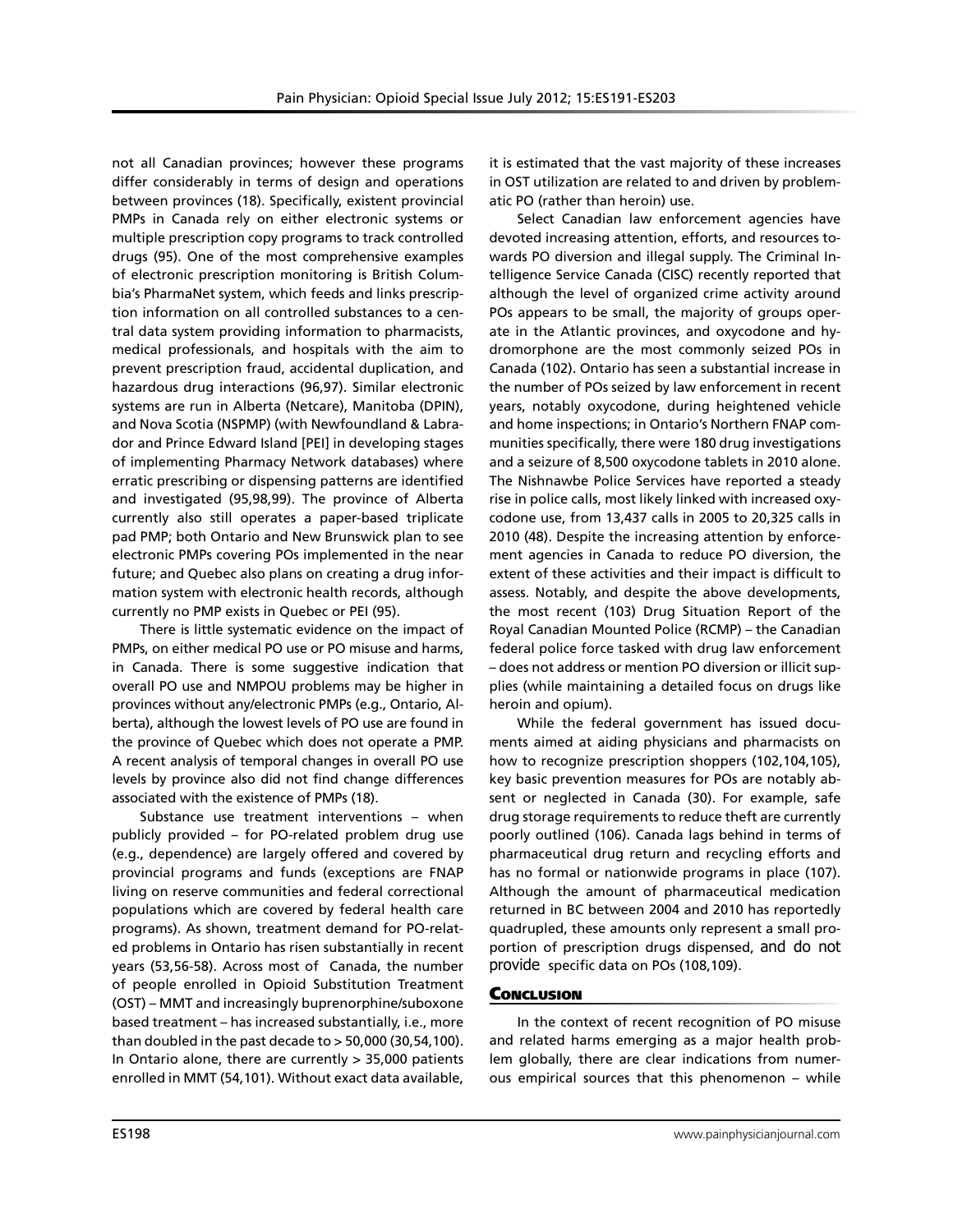not all Canadian provinces; however these programs differ considerably in terms of design and operations between provinces (18). Specifically, existent provincial PMPs in Canada rely on either electronic systems or multiple prescription copy programs to track controlled drugs (95). One of the most comprehensive examples of electronic prescription monitoring is British Columbia's PharmaNet system, which feeds and links prescription information on all controlled substances to a central data system providing information to pharmacists, medical professionals, and hospitals with the aim to prevent prescription fraud, accidental duplication, and hazardous drug interactions (96,97). Similar electronic systems are run in Alberta (Netcare), Manitoba (DPIN), and Nova Scotia (NSPMP) (with Newfoundland & Labrador and Prince Edward Island [PEI] in developing stages of implementing Pharmacy Network databases) where erratic prescribing or dispensing patterns are identified and investigated (95,98,99). The province of Alberta currently also still operates a paper-based triplicate pad PMP; both Ontario and New Brunswick plan to see electronic PMPs covering POs implemented in the near future; and Quebec also plans on creating a drug information system with electronic health records, although currently no PMP exists in Quebec or PEI (95).

There is little systematic evidence on the impact of PMPs, on either medical PO use or PO misuse and harms, in Canada. There is some suggestive indication that overall PO use and NMPOU problems may be higher in provinces without any/electronic PMPs (e.g., Ontario, Alberta), although the lowest levels of PO use are found in the province of Quebec which does not operate a PMP. A recent analysis of temporal changes in overall PO use levels by province also did not find change differences associated with the existence of PMPs (18).

Substance use treatment interventions – when publicly provided – for PO-related problem drug use (e.g., dependence) are largely offered and covered by provincial programs and funds (exceptions are FNAP living on reserve communities and federal correctional populations which are covered by federal health care programs). As shown, treatment demand for PO-related problems in Ontario has risen substantially in recent years (53,56-58). Across most of Canada, the number of people enrolled in Opioid Substitution Treatment (OST) – MMT and increasingly buprenorphine/suboxone based treatment – has increased substantially, i.e., more than doubled in the past decade to > 50,000 (30,54,100). In Ontario alone, there are currently > 35,000 patients enrolled in MMT (54,101). Without exact data available, it is estimated that the vast majority of these increases in OST utilization are related to and driven by problematic PO (rather than heroin) use.

Select Canadian law enforcement agencies have devoted increasing attention, efforts, and resources towards PO diversion and illegal supply. The Criminal Intelligence Service Canada (CISC) recently reported that although the level of organized crime activity around POs appears to be small, the majority of groups operate in the Atlantic provinces, and oxycodone and hydromorphone are the most commonly seized POs in Canada (102). Ontario has seen a substantial increase in the number of POs seized by law enforcement in recent years, notably oxycodone, during heightened vehicle and home inspections; in Ontario's Northern FNAP communities specifically, there were 180 drug investigations and a seizure of 8,500 oxycodone tablets in 2010 alone. The Nishnawbe Police Services have reported a steady rise in police calls, most likely linked with increased oxycodone use, from 13,437 calls in 2005 to 20,325 calls in 2010 (48). Despite the increasing attention by enforcement agencies in Canada to reduce PO diversion, the extent of these activities and their impact is difficult to assess. Notably, and despite the above developments, the most recent (103) Drug Situation Report of the Royal Canadian Mounted Police (RCMP) – the Canadian federal police force tasked with drug law enforcement – does not address or mention PO diversion or illicit supplies (while maintaining a detailed focus on drugs like heroin and opium).

While the federal government has issued documents aimed at aiding physicians and pharmacist on how to recognize prescription shoppers (102,104,105), key basic prevention measures for POs are notably absent or neglected in Canada (30). For example, safe drug storage requirements to reduce theft are currently poorly outlined (106). Canada lags behind in terms of pharmaceutical drug return and recycling efforts and has no formal or nationwide programs in place (107). Although the amount of pharmaceutical medication returned in BC between 2004 and 2010 has reportedly quadrupled, these amounts only represent a small proportion of prescription drugs dispensed, and do not provide specific data on POs (108,109).

## Conclusion

In the context of recent recognition of PO misuse and related harms emerging as a major health problem globally, there are clear indications from numerous empirical sources that this phenomenon – while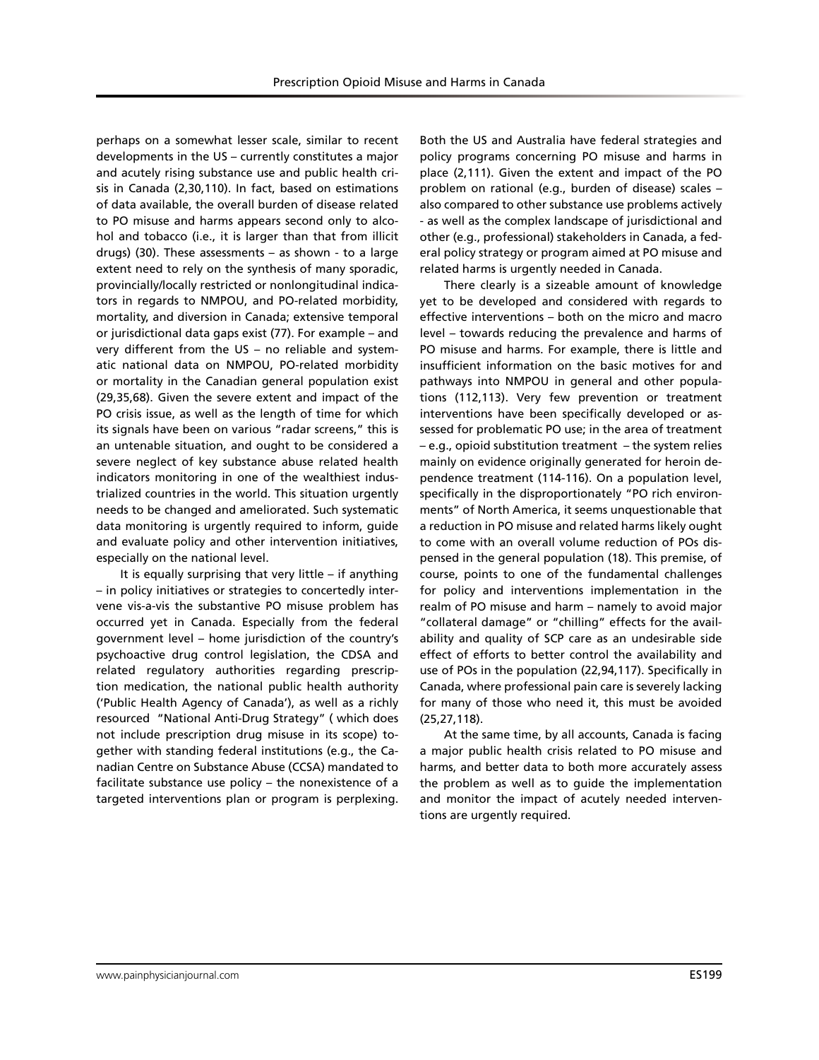perhaps on a somewhat lesser scale, similar to recent developments in the US – currently constitutes a major and acutely rising substance use and public health crisis in Canada (2,30,110). In fact, based on estimations of data available, the overall burden of disease related to PO misuse and harms appears second only to alcohol and tobacco (i.e., it is larger than that from illicit drugs) (30). These assessments – as shown - to a large extent need to rely on the synthesis of many sporadic, provincially/locally restricted or nonlongitudinal indicators in regards to NMPOU, and PO-related morbidity, mortality, and diversion in Canada; extensive temporal or jurisdictional data gaps exist (77). For example – and very different from the US – no reliable and systematic national data on NMPOU, PO-related morbidity or mortality in the Canadian general population exist (29,35,68). Given the severe extent and impact of the PO crisis issue, as well as the length of time for which its signals have been on various "radar screens," this is an untenable situation, and ought to be considered a severe neglect of key substance abuse related health indicators monitoring in one of the wealthiest industrialized countries in the world. This situation urgently needs to be changed and ameliorated. Such systematic data monitoring is urgently required to inform, guide and evaluate policy and other intervention initiatives, especially on the national level.

It is equally surprising that very little – if anything – in policy initiatives or strategies to concertedly intervene vis-a-vis the substantive PO misuse problem has occurred yet in Canada. Especially from the federal government level – home jurisdiction of the country's psychoactive drug control legislation, the CDSA and related regulatory authorities regarding prescription medication, the national public health authority ('Public Health Agency of Canada'), as well as a richly resourced "National Anti-Drug Strategy" ( which does not include prescription drug misuse in its scope) together with standing federal institutions (e.g., the Canadian Centre on Substance Abuse (CCSA) mandated to facilitate substance use policy – the nonexistence of a targeted interventions plan or program is perplexing. Both the US and Australia have federal strategies and policy programs concerning PO misuse and harms in place (2,111). Given the extent and impact of the PO problem on rational (e.g., burden of disease) scales – also compared to other substance use problems actively - as well as the complex landscape of jurisdictional and other (e.g., professional) stakeholders in Canada, a federal policy strategy or program aimed at PO misuse and related harms is urgently needed in Canada.

There clearly is a sizeable amount of knowledge yet to be developed and considered with regards to effective interventions – both on the micro and macro level – towards reducing the prevalence and harms of PO misuse and harms. For example, there is little and insufficient information on the basic motives for and pathways into NMPOU in general and other populations (112,113). Very few prevention or treatment interventions have been specifically developed or assessed for problematic PO use; in the area of treatment – e.g., opioid substitution treatment – the system relies mainly on evidence originally generated for heroin dependence treatment (114-116). On a population level, specifically in the disproportionately "PO rich environments" of North America, it seems unquestionable that a reduction in PO misuse and related harms likely ought to come with an overall volume reduction of POs dispensed in the general population (18). This premise, of course, points to one of the fundamental challenges for policy and interventions implementation in the realm of PO misuse and harm – namely to avoid major "collateral damage" or "chilling" effects for the availability and quality of SCP care as an undesirable side effect of efforts to better control the availability and use of POs in the population (22,94,117). Specifically in Canada, where professional pain care is severely lacking for many of those who need it, this must be avoided (25,27,118).

At the same time, by all accounts, Canada is facing a major public health crisis related to PO misuse and harms, and better data to both more accurately assess the problem as well as to guide the implementation and monitor the impact of acutely needed interventions are urgently required.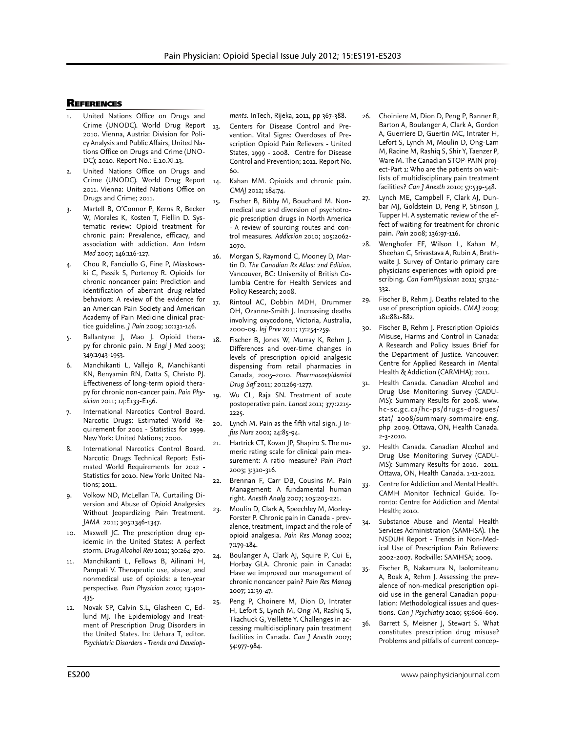## References

1. United Nations Office on Drugs and Crime (UNODC). World Drug Report 2010. Vienna, Austria: Division for Policy Analysis and Public Affairs, United Nations Office on Drugs and Crime (UNODC); 2010. Report No.: E.10.XI.13.
2. United Nations Office on Drugs and Crime (UNODC). World Drug Report 2011. Vienna: United Nations Office on Drugs and Crime; 2011.
3. Martell B, O'Connor P, Kerns R, Becker W, Morales K, Kosten T, Fiellin D. Systematic review: Opioid treatment for chronic pain: Prevalence, efficacy, and association with addiction. *Ann Intern Med* 2007; 146:116-127.
4. Chou R, Fanciullo G, Fine P, Miaskowski C, Passik S, Portenoy R. Opioids for chronic noncancer pain: Prediction and identification of aberrant drug-related behaviors: A review of the evidence for an American Pain Society and American Academy of Pain Medicine clinical practice guideline. *J Pain* 2009; 10:131-146.
5. Ballantyne J, Mao J. Opioid therapy for chronic pain. *N Engl J Med* 2003; 349:1943-1953.
6. Manchikanti L, Vallejo R, Manchikanti KN, Benyamin RN, Datta S, Christo PJ. Effectiveness of long-term opioid therapy for chronic non-cancer pain. *Pain Physician* 2011; 14:E133-E156.
7. International Narcotics Control Board. Narcotic Drugs: Estimated World Requirement for 2001 - Statistics for 1999. New York: United Nations; 2000.
8. International Narcotics Control Board. Narcotic Drugs Technical Report: Estimated World Requirements for 2012 - Statistics for 2010. New York: United Nations; 2011.
9. Volkow ND, McLellan TA. Curtailing Diversion and Abuse of Opioid Analgesics Without Jeopardizing Pain Treatment. *JAMA* 2011; 305:1346-1347.
10. Maxwell JC. The prescription drug epidemic in the United States: A perfect storm. *Drug Alcohol Rev* 2011; 30:264-270.
11. Manchikanti L, Fellows B, Ailinani H, Pampati V. Therapeutic use, abuse, and nonmedical use of opioids: a ten-year perspective. *Pain Physician* 2010; 13:401-435.
12. Novak SP, Calvin S.L, Glasheen C, Edlund MJ. The Epidemiology and Treatment of Prescription Drug Disorders in the United States. In: Uehara T, editor. *Psychiatric Disorders - Trends and Developments.* InTech, Rijeka, 2011, pp 367-388.
13. Centers for Disease Control and Prevention. Vital Signs: Overdoses of Prescription Opioid Pain Relievers - United States, 1999 - 2008. Centre for Disease Control and Prevention; 2011. Report No. 60.
14. Kahan MM. Opioids and chronic pain. *CMAJ* 2012; 184:74.
15. Fischer B, Bibby M, Bouchard M. Non-medical use and diversion of psychotropic prescription drugs in North America - A review of sourcing routes and control measures. *Addiction* 2010; 105:2062-2070.
16. Morgan S, Raymond C, Mooney D, Martin D. *The Canadian Rx Atlas: 2nd Edition.* Vancouver, BC: University of British Columbia Centre for Health Services and Policy Research; 2008.
17. Rintoul AC, Dobbin MDH, Drummer OH, Ozanne-Smith J. Increasing deaths involving oxycodone, Victoria, Australia, 2000-09. *Inj Prev* 2011; 17:254-259.
18. Fischer B, Jones W, Murray K, Rehm J. Differences and over-time changes in levels of prescription opioid analgesic dispensing from retail pharmacies in Canada, 2005–2010. *Pharmacoepidemiol Drug Saf* 2011; 20:1269-1277.
19. Wu CL, Raja SN. Treatment of acute postoperative pain. *Lancet* 2011; 377:2215-2225.
20. Lynch M. Pain as the fifth vital sign. *J Infus Nurs* 2001; 24:85-94.
21. Hartrick CT, Kovan JP, Shapiro S. The numeric rating scale for clinical pain measurement: A ratio measure? *Pain Pract* 2003; 3:310-316.
22. Brennan F, Carr DB, Cousins M. Pain Management: A fundamental human right. *Anesth Analg* 2007; 105:205-221.
23. Moulin D, Clark A, Speechley M, Morley-Forster P. Chronic pain in Canada - prevalence, treatment, impact and the role of opioid analgesia. *Pain Res Manag* 2002; 7:179-184.
24. Boulanger A, Clark AJ, Squire P, Cui E, Horbay GLA. Chronic pain in Canada: Have we improved our management of chronic noncancer pain? *Pain Res Manag* 2007; 12:39-47.
25. Peng P, Choiniere M, Dion D, Intrater H, Lefort S, Lynch M, Ong M, Rashiq S, Tkachuck G, Veillette Y. Challenges in accessing multidisciplinary pain treatment facilities in Canada. *Can J Anesth* 2007; 54:977-984.
26. Choiniere M, Dion D, Peng P, Banner R, Barton A, Boulanger A, Clark A, Gordon A, Guerriere D, Guertin MC, Intrater H, Lefort S, Lynch M, Moulin D, Ong-Lam M, Racine M, Rashiq S, Shir Y, Taenzer P, Ware M. The Canadian STOP-PAIN project-Part 1: Who are the patients on waitlists of multidisciplinary pain treatment facilities? *Can J Anesth* 2010; 57:539-548.
27. Lynch ME, Campbell F, Clark AJ, Dunbar MJ, Goldstein D, Peng P, Stinson J, Tupper H. A systematic review of the effect of waiting for treatment for chronic pain. *Pain* 2008; 136:97-116.
28. Wenghofer EF, Wilson L, Kahan M, Sheehan C, Srivastava A, Rubin A, Brathwaite J. Survey of Ontario primary care physicians experiences with opioid prescribing. *Can FamPhysician* 2011; 57:324-332.
29. Fischer B, Rehm J. Deaths related to the use of prescription opioids. *CMAJ* 2009; 181:881-882.
30. Fischer B, Rehm J. Prescription Opioids Misuse, Harms and Control in Canada: A Research and Policy Issues Brief for the Department of Justice. Vancouver: Centre for Applied Research in Mental Health & Addiction (CARMHA); 2011.
31. Health Canada. Canadian Alcohol and Drug Use Monitoring Survey (CADUMS): Summary Results for 2008. www.hc-sc.gc.ca/hc-ps/drugs-drogues/stat/_2008/summary-sommaire-eng.php 2009. Ottawa, ON, Health Canada. 2-3-2010.
32. Health Canada. Canadian Alcohol and Drug Use Monitoring Survey (CADUMS): Summary Results for 2010. 2011. Ottawa, ON, Health Canada. 1-11-2012.
33. Centre for Addiction and Mental Health. CAMH Monitor Technical Guide. Toronto: Centre for Addiction and Mental Health; 2010.
34. Substance Abuse and Mental Health Services Administration (SAMHSA). The NSDUH Report - Trends in Non-Medical Use of Prescription Pain Relievers: 2002-2007. Rockville: SAMHSA; 2009.
35. Fischer B, Nakamura N, Ialomiteanu A, Boak A, Rehm J. Assessing the prevalence of non-medical prescription opioid use in the general Canadian population: Methodological issues and questions. *Can J Psychiatry* 2010; 55:606-609.
36. Barrett S, Meisner J, Stewart S. What constitutes prescription drug misuse? Problems and pitfalls of current concep-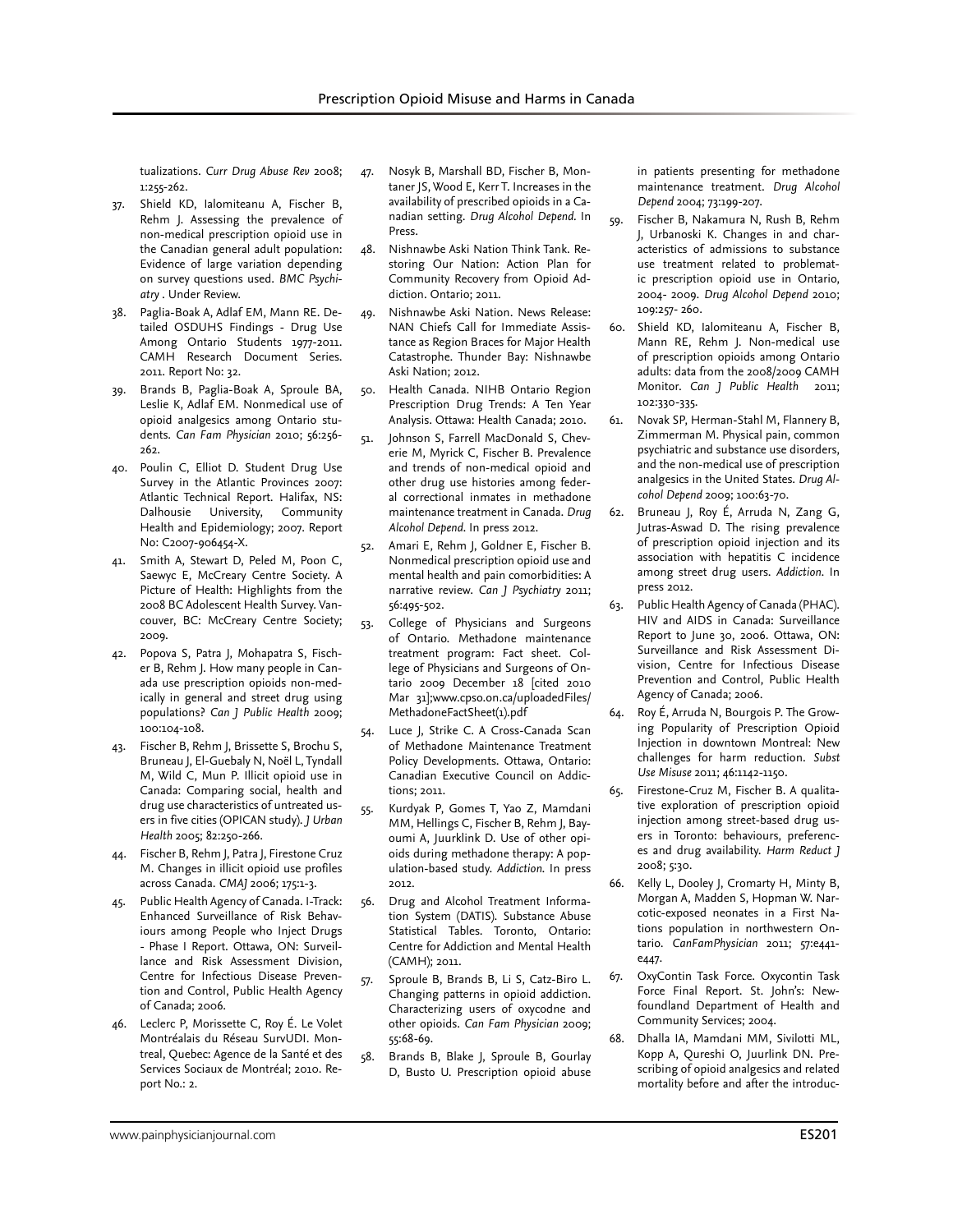tualizations. *Curr Drug Abuse Rev* 2008; 1:255-262.

37. Shield KD, Ialomiteanu A, Fischer B, Rehm J. Assessing the prevalence of non-medical prescription opioid use in the Canadian general adult population: Evidence of large variation depending on survey questions used. *BMC Psychiatry* . Under Review.
38. Paglia-Boak A, Adlaf EM, Mann RE. Detailed OSDUHS Findings - Drug Use Among Ontario Students 1977-2011. CAMH Research Document Series. 2011. Report No: 32.
39. Brands B, Paglia-Boak A, Sproule BA, Leslie K, Adlaf EM. Nonmedical use of opioid analgesics among Ontario students. *Can Fam Physician* 2010; 56:256-262.
40. Poulin C, Elliot D. Student Drug Use Survey in the Atlantic Provinces 2007: Atlantic Technical Report. Halifax, NS: Dalhousie University, Community Health and Epidemiology; 2007. Report No: C2007-906454-X.
41. Smith A, Stewart D, Peled M, Poon C, Saewyc E, McCreary Centre Society. A Picture of Health: Highlights from the 2008 BC Adolescent Health Survey. Vancouver, BC: McCreary Centre Society; 2009.
42. Popova S, Patra J, Mohapatra S, Fischer B, Rehm J. How many people in Canada use prescription opioids non-medically in general and street drug using populations? *Can J Public Health* 2009; 100:104-108.
43. Fischer B, Rehm J, Brissette S, Brochu S, Bruneau J, El-Guebaly N, Noël L, Tyndall M, Wild C, Mun P. Illicit opioid use in Canada: Comparing social, health and drug use characteristics of untreated users in five cities (OPICAN study). *J Urban Health* 2005; 82:250-266.
44. Fischer B, Rehm J, Patra J, Firestone Cruz M. Changes in illicit opioid use profiles across Canada. *CMAJ* 2006; 175:1-3.
45. Public Health Agency of Canada. I-Track: Enhanced Surveillance of Risk Behaviours among People who Inject Drugs - Phase I Report. Ottawa, ON: Surveillance and Risk Assessment Division, Centre for Infectious Disease Prevention and Control, Public Health Agency of Canada; 2006.
46. Leclerc P, Morissette C, Roy É. Le Volet Montréalais du Réseau SurvUDI. Montreal, Quebec: Agence de la Santé et des Services Sociaux de Montréal; 2010. Report No.: 2.
47. Nosyk B, Marshall BD, Fischer B, Montaner JS, Wood E, Kerr T. Increases in the availability of prescribed opioids in a Canadian setting. *Drug Alcohol Depend*. In Press.
48. Nishnawbe Aski Nation Think Tank. Restoring Our Nation: Action Plan for Community Recovery from Opioid Addiction. Ontario; 2011.
49. Nishnawbe Aski Nation. News Release: NAN Chiefs Call for Immediate Assistance as Region Braces for Major Health Catastrophe. Thunder Bay: Nishnawbe Aski Nation; 2012.
50. Health Canada. NIHB Ontario Region Prescription Drug Trends: A Ten Year Analysis. Ottawa: Health Canada; 2010.
51. Johnson S, Farrell MacDonald S, Cheverie M, Myrick C, Fischer B. Prevalence and trends of non-medical opioid and other drug use histories among federal correctional inmates in methadone maintenance treatment in Canada. *Drug Alcohol Depend*. In press 2012.
52. Amari E, Rehm J, Goldner E, Fischer B. Nonmedical prescription opioid use and mental health and pain comorbidities: A narrative review. *Can J Psychiatry* 2011; 56:495-502.
53. College of Physicians and Surgeons of Ontario. Methadone maintenance treatment program: Fact sheet. College of Physicians and Surgeons of Ontario 2009 December 18 [cited 2010 Mar 31];www.cpso.on.ca/uploadedFiles/MethadoneFactSheet(1).pdf
54. Luce J, Strike C. A Cross-Canada Scan of Methadone Maintenance Treatment Policy Developments. Ottawa, Ontario: Canadian Executive Council on Addictions; 2011.
55. Kurdyak P, Gomes T, Yao Z, Mamdani MM, Hellings C, Fischer B, Rehm J, Bayoumi A, Juurlink D. Use of other opioids during methadone therapy: A population-based study. *Addiction*. In press 2012.
56. Drug and Alcohol Treatment Information System (DATIS). Substance Abuse Statistical Tables. Toronto, Ontario: Centre for Addiction and Mental Health (CAMH); 2011.
57. Sproule B, Brands B, Li S, Catz-Biro L. Changing patterns in opioid addiction. Characterizing users of oxycodne and other opioids. *Can Fam Physician* 2009; 55:68-69.
58. Brands B, Blake J, Sproule B, Gourlay D, Busto U. Prescription opioid abuse in patients presenting for methadone maintenance treatment. *Drug Alcohol Depend* 2004; 73:199-207.
59. Fischer B, Nakamura N, Rush B, Rehm J, Urbanoski K. Changes in and characteristics of admissions to substance use treatment related to problematic prescription opioid use in Ontario, 2004- 2009. *Drug Alcohol Depend* 2010; 109:257- 260.
60. Shield KD, Ialomiteanu A, Fischer B, Mann RE, Rehm J. Non-medical use of prescription opioids among Ontario adults: data from the 2008/2009 CAMH Monitor. *Can J Public Health* 2011; 102:330-335.
61. Novak SP, Herman-Stahl M, Flannery B, Zimmerman M. Physical pain, common psychiatric and substance use disorders, and the non-medical use of prescription analgesics in the United States. *Drug Alcohol Depend* 2009; 100:63-70.
62. Bruneau J, Roy É, Arruda N, Zang G, Jutras-Aswad D. The rising prevalence of prescription opioid injection and its association with hepatitis C incidence among street drug users. *Addiction*. In press 2012.
63. Public Health Agency of Canada (PHAC). HIV and AIDS in Canada: Surveillance Report to June 30, 2006. Ottawa, ON: Surveillance and Risk Assessment Division, Centre for Infectious Disease Prevention and Control, Public Health Agency of Canada; 2006.
64. Roy É, Arruda N, Bourgois P. The Growing Popularity of Prescription Opioid Injection in downtown Montreal: New challenges for harm reduction. *Subst Use Misuse* 2011; 46:1142-1150.
65. Firestone-Cruz M, Fischer B. A qualitative exploration of prescription opioid injection among street-based drug users in Toronto: behaviours, preferences and drug availability. *Harm Reduct J* 2008; 5:30.
66. Kelly L, Dooley J, Cromarty H, Minty B, Morgan A, Madden S, Hopman W. Narcotic-exposed neonates in a First Nations population in northwestern Ontario. *CanFamPhysician* 2011; 57:e441-e447.
67. OxyContin Task Force. Oxycontin Task Force Final Report. St. John's: Newfoundland Department of Health and Community Services; 2004.
68. Dhalla IA, Mamdani MM, Sivilotti ML, Kopp A, Qureshi O, Juurlink DN. Prescribing of opioid analgesics and related mortality before and after the introduc-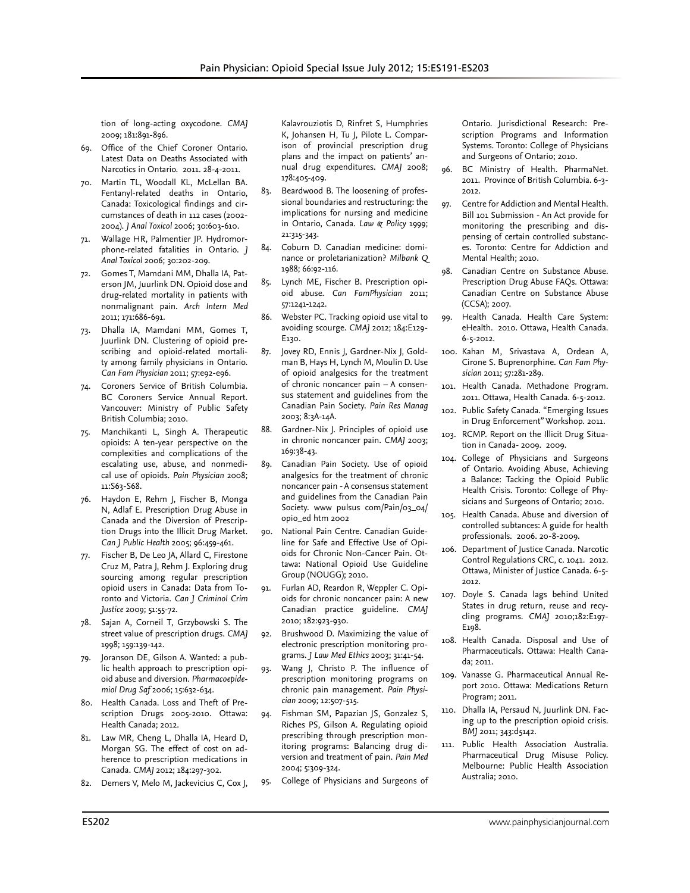tion of long-acting oxycodone. *CMAJ* 2009; 181:891-896.

69. Office of the Chief Coroner Ontario. Latest Data on Deaths Associated with Narcotics in Ontario. 2011. 28-4-2011.
70. Martin TL, Woodall KL, McLellan BA. Fentanyl-related deaths in Ontario, Canada: Toxicological findings and circumstances of death in 112 cases (2002-2004). *J Anal Toxicol* 2006; 30:603-610.
71. Wallage HR, Palmentier JP. Hydromorphone-related fatalities in Ontario. *J Anal Toxicol* 2006; 30:202-209.
72. Gomes T, Mamdani MM, Dhalla IA, Paterson JM, Juurlink DN. Opioid dose and drug-related mortality in patients with nonmalignant pain. *Arch Intern Med* 2011; 171:686-691.
73. Dhalla IA, Mamdani MM, Gomes T, Juurlink DN. Clustering of opioid prescribing and opioid-related mortality among family physicians in Ontario. *Can Fam Physician* 2011; 57:e92-e96.
74. Coroners Service of British Columbia. BC Coroners Service Annual Report. Vancouver: Ministry of Public Safety British Columbia; 2010.
75. Manchikanti L, Singh A. Therapeutic opioids: A ten-year perspective on the complexities and complications of the escalating use, abuse, and nonmedical use of opioids. *Pain Physician* 2008; 11:S63-S68.
76. Haydon E, Rehm J, Fischer B, Monga N, Adlaf E. Prescription Drug Abuse in Canada and the Diversion of Prescription Drugs into the Illicit Drug Market. *Can J Public Health* 2005; 96:459-461.
77. Fischer B, De Leo JA, Allard C, Firestone Cruz M, Patra J, Rehm J. Exploring drug sourcing among regular prescription opioid users in Canada: Data from Toronto and Victoria. *Can J Criminol Crim Justice* 2009; 51:55-72.
78. Sajan A, Corneil T, Grzybowski S. The street value of prescription drugs. *CMAJ* 1998; 159:139-142.
79. Joranson DE, Gilson A. Wanted: a public health approach to prescription opioid abuse and diversion. *Pharmacoepidemiol Drug Saf* 2006; 15:632-634.
80. Health Canada. Loss and Theft of Prescription Drugs 2005-2010. Ottawa: Health Canada; 2012.
81. Law MR, Cheng L, Dhalla IA, Heard D, Morgan SG. The effect of cost on adherence to prescription medications in Canada. *CMAJ* 2012; 184:297-302.
82. Demers V, Melo M, Jackevicius C, Cox J, Kalavrouziotis D, Rinfret S, Humphries K, Johansen H, Tu J, Pilote L. Comparison of provincial prescription drug plans and the impact on patients' annual drug expenditures. *CMAJ* 2008; 178:405-409.
83. Beardwood B. The loosening of professional boundaries and restructuring: the implications for nursing and medicine in Ontario, Canada. *Law & Policy* 1999; 21:315-343.
84. Coburn D. Canadian medicine: dominance or proletarianization? *Milbank Q* 1988; 66:92-116.
85. Lynch ME, Fischer B. Prescription opioid abuse. *Can FamPhysician* 2011; 57:1241-1242.
86. Webster PC. Tracking opioid use vital to avoiding scourge. *CMAJ* 2012; 184:E129-E130.
87. Jovey RD, Ennis J, Gardner-Nix J, Goldman B, Hays H, Lynch M, Moulin D. Use of opioid analgesics for the treatment of chronic noncancer pain – A consensus statement and guidelines from the Canadian Pain Society. *Pain Res Manag* 2003; 8:3A-14A.
88. Gardner-Nix J. Principles of opioid use in chronic noncancer pain. *CMAJ* 2003; 169:38-43.
89. Canadian Pain Society. Use of opioid analgesics for the treatment of chronic noncancer pain - A consensus statement and guidelines from the Canadian Pain Society. www pulsus com/Pain/03_04/opio_ed htm 2002
90. National Pain Centre. Canadian Guideline for Safe and Effective Use of Opioids for Chronic Non-Cancer Pain. Ottawa: National Opioid Use Guideline Group (NOUGG); 2010.
91. Furlan AD, Reardon R, Weppler C. Opioids for chronic noncancer pain: A new Canadian practice guideline. *CMAJ* 2010; 182:923-930.
92. Brushwood D. Maximizing the value of electronic prescription monitoring programs. *J Law Med Ethics* 2003; 31:41-54.
93. Wang J, Christo P. The influence of prescription monitoring programs on chronic pain management. *Pain Physician* 2009; 12:507-515.
94. Fishman SM, Papazian JS, Gonzalez S, Riches PS, Gilson A. Regulating opioid prescribing through prescription monitoring programs: Balancing drug diversion and treatment of pain. *Pain Med* 2004; 5:309-324.
95. College of Physicians and Surgeons of Ontario. Jurisdictional Research: Prescription Programs and Information Systems. Toronto: College of Physicians and Surgeons of Ontario; 2010.
96. BC Ministry of Health. PharmaNet. 2011. Province of British Columbia. 6-3-2012.
97. Centre for Addiction and Mental Health. Bill 101 Submission - An Act provide for monitoring the prescribing and dispensing of certain controlled substances. Toronto: Centre for Addiction and Mental Health; 2010.
98. Canadian Centre on Substance Abuse. Prescription Drug Abuse FAQs. Ottawa: Canadian Centre on Substance Abuse (CCSA); 2007.
99. Health Canada. Health Care System: eHealth. 2010. Ottawa, Health Canada. 6-5-2012.
100. Kahan M, Srivastava A, Ordean A, Cirone S. Buprenorphine. *Can Fam Physician* 2011; 57:281-289.
101. Health Canada. Methadone Program. 2011. Ottawa, Health Canada. 6-5-2012.
102. Public Safety Canada. "Emerging Issues in Drug Enforcement" Workshop. 2011.
103. RCMP. Report on the Illicit Drug Situation in Canada- 2009. 2009.
104. College of Physicians and Surgeons of Ontario. Avoiding Abuse, Achieving a Balance: Tacking the Opioid Public Health Crisis. Toronto: College of Physicians and Surgeons of Ontario; 2010.
105. Health Canada. Abuse and diversion of controlled subtances: A guide for health professionals. 2006. 20-8-2009.
106. Department of Justice Canada. Narcotic Control Regulations CRC, c. 1041. 2012. Ottawa, Minister of Justice Canada. 6-5-2012.
107. Doyle S. Canada lags behind United States in drug return, reuse and recycling programs. *CMAJ* 2010;182:E197-E198.
108. Health Canada. Disposal and Use of Pharmaceuticals. Ottawa: Health Canada; 2011.
109. Vanasse G. Pharmaceutical Annual Report 2010. Ottawa: Medications Return Program; 2011.
110. Dhalla IA, Persaud N, Juurlink DN. Facing up to the prescription opioid crisis. *BMJ* 2011; 343:d5142.
111. Public Health Association Australia. Pharmaceutical Drug Misuse Policy. Melbourne: Public Health Association Australia; 2010.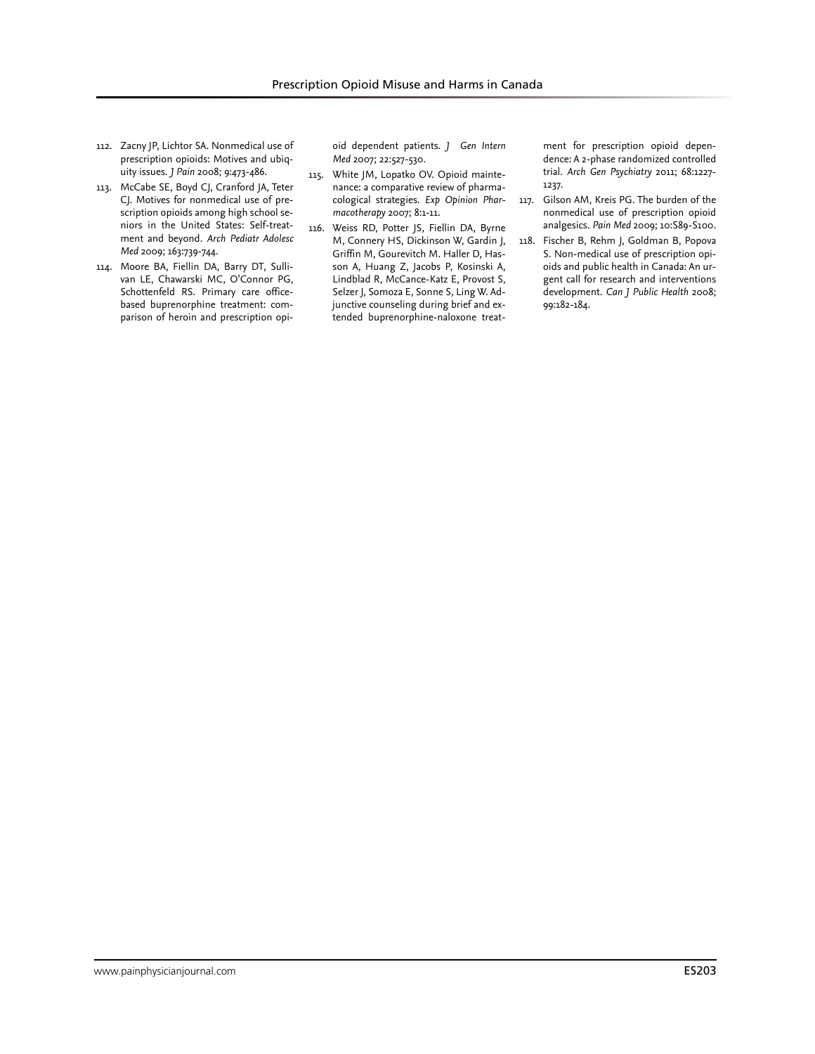112. Zacny JP, Lichtor SA. Nonmedical use of prescription opioids: Motives and ubiquity issues. *J Pain* 2008; 9:473-486.
113. McCabe SE, Boyd CJ, Cranford JA, Teter CJ. Motives for nonmedical use of prescription opioids among high school seniors in the United States: Self-treatment and beyond. *Arch Pediatr Adolesc Med* 2009; 163:739-744.
114. Moore BA, Fiellin DA, Barry DT, Sullivan LE, Chawarski MC, O'Connor PG, Schottenfeld RS. Primary care office-based buprenorphine treatment: comparison of heroin and prescription opioid dependent patients. *J Gen Intern Med* 2007; 22:527-530.
115. White JM, Lopatko OV. Opioid maintenance: a comparative review of pharmacological strategies. *Exp Opinion Pharmacotherapy* 2007; 8:1-11.
116. Weiss RD, Potter JS, Fiellin DA, Byrne M, Connery HS, Dickinson W, Gardin J, Griffin M, Gourevitch M. Haller D, Hasson A, Huang Z, Jacobs P, Kosinski A, Lindblad R, McCance-Katz E, Provost S, Selzer J, Somoza E, Sonne S, Ling W. Adjunctive counseling during brief and extended buprenorphine-naloxone treatment for prescription opioid dependence: A 2-phase randomized controlled trial. *Arch Gen Psychiatry* 2011; 68:1227-1237.
117. Gilson AM, Kreis PG. The burden of the nonmedical use of prescription opioid analgesics. *Pain Med* 2009; 10:S89-S100.
118. Fischer B, Rehm J, Goldman B, Popova S. Non-medical use of prescription opioids and public health in Canada: An urgent call for research and interventions development. *Can J Public Health* 2008; 99:182-184.